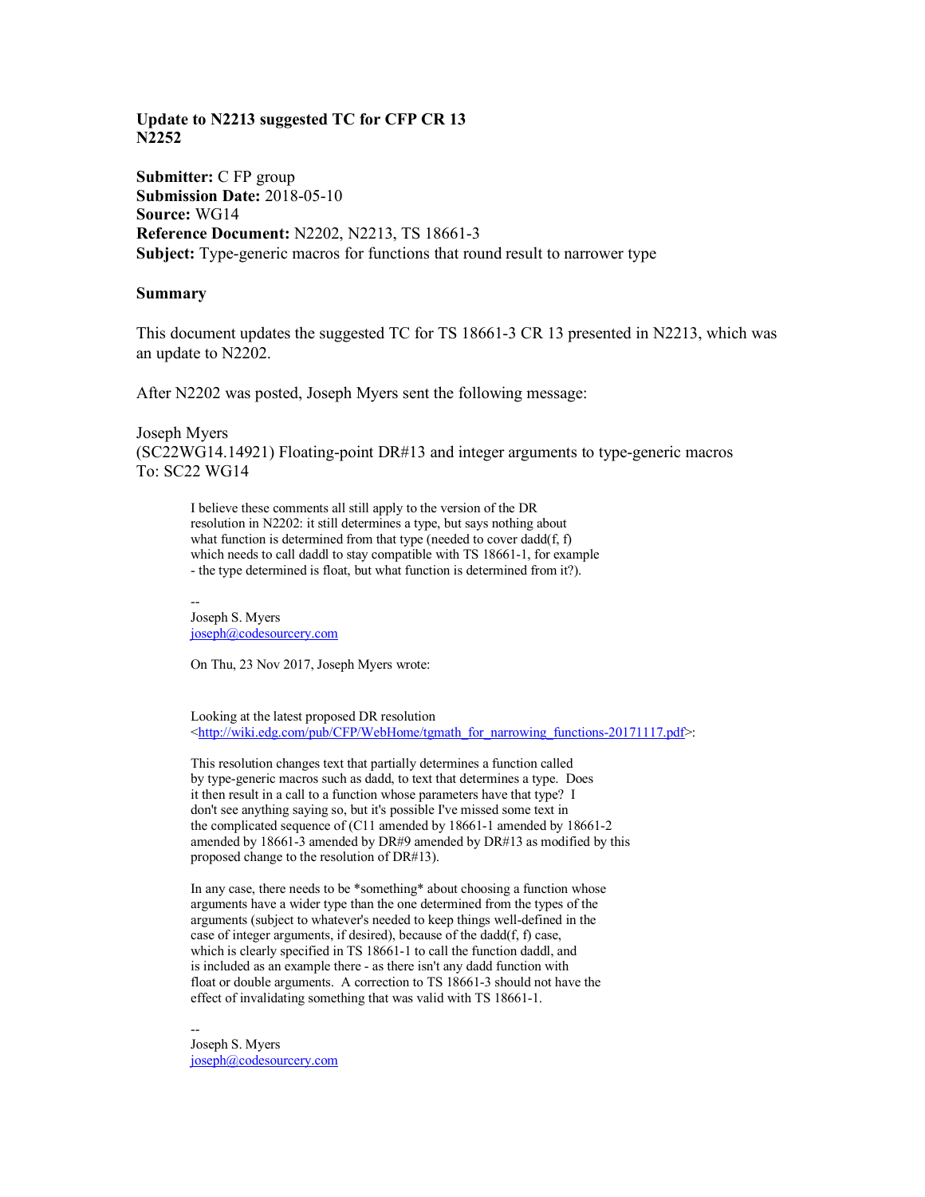**Update to N2213 suggested TC for CFP CR 13**
**N2252**

**Submitter:** C FP group
**Submission Date:** 2018-05-10
**Source:** WG14
**Reference Document:** N2202, N2213, TS 18661-3
**Subject:** Type-generic macros for functions that round result to narrower type

## Summary

This document updates the suggested TC for TS 18661-3 CR 13 presented in N2213, which was an update to N2202.

After N2202 was posted, Joseph Myers sent the following message:

Joseph Myers
(SC22WG14.14921) Floating-point DR#13 and integer arguments to type-generic macros
To: SC22 WG14

> I believe these comments all still apply to the version of the DR resolution in N2202: it still determines a type, but says nothing about what function is determined from that type (needed to cover dadd(f, f) which needs to call daddl to stay compatible with TS 18661-1, for example - the type determined is float, but what function is determined from it?).
>
> --
> Joseph S. Myers
> joseph@codesourcery.com
>
> On Thu, 23 Nov 2017, Joseph Myers wrote:
>
> Looking at the latest proposed DR resolution <http://wiki.edg.com/pub/CFP/WebHome/tgmath_for_narrowing_functions-20171117.pdf>:
>
> This resolution changes text that partially determines a function called by type-generic macros such as dadd, to text that determines a type. Does it then result in a call to a function whose parameters have that type? I don't see anything saying so, but it's possible I've missed some text in the complicated sequence of (C11 amended by 18661-1 amended by 18661-2 amended by 18661-3 amended by DR#9 amended by DR#13 as modified by this proposed change to the resolution of DR#13).
>
> In any case, there needs to be *something* about choosing a function whose arguments have a wider type than the one determined from the types of the arguments (subject to whatever's needed to keep things well-defined in the case of integer arguments, if desired), because of the dadd(f, f) case, which is clearly specified in TS 18661-1 to call the function daddl, and is included as an example there - as there isn't any dadd function with float or double arguments. A correction to TS 18661-3 should not have the effect of invalidating something that was valid with TS 18661-1.
>
> --
> Joseph S. Myers
> joseph@codesourcery.com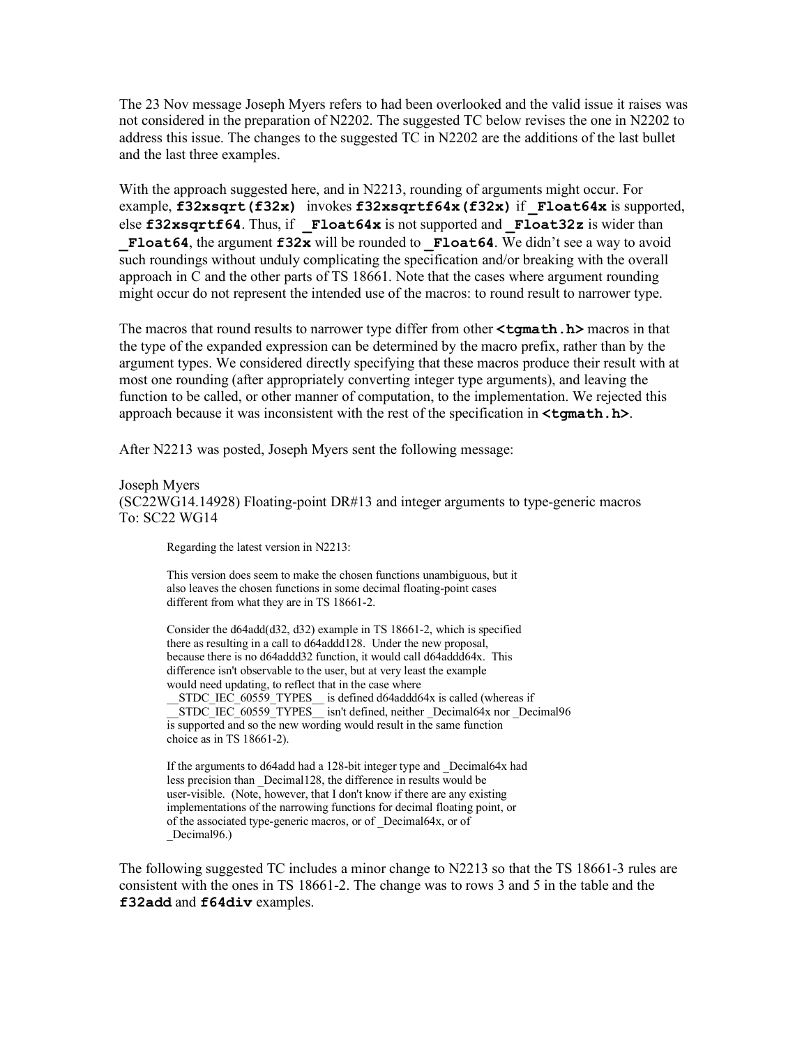The 23 Nov message Joseph Myers refers to had been overlooked and the valid issue it raises was not considered in the preparation of N2202. The suggested TC below revises the one in N2202 to address this issue. The changes to the suggested TC in N2202 are the additions of the last bullet and the last three examples.

With the approach suggested here, and in N2213, rounding of arguments might occur. For example, **`f32xsqrt(f32x)`** invokes **`f32xsqrtf64x(f32x)`** if **`_Float64x`** is supported, else **`f32xsqrtf64`**. Thus, if **`_Float64x`** is not supported and **`_Float32z`** is wider than **`_Float64`**, the argument **`f32x`** will be rounded to **`_Float64`**. We didn't see a way to avoid such roundings without unduly complicating the specification and/or breaking with the overall approach in C and the other parts of TS 18661. Note that the cases where argument rounding might occur do not represent the intended use of the macros: to round result to narrower type.

The macros that round results to narrower type differ from other **`<tgmath.h>`** macros in that the type of the expanded expression can be determined by the macro prefix, rather than by the argument types. We considered directly specifying that these macros produce their result with at most one rounding (after appropriately converting integer type arguments), and leaving the function to be called, or other manner of computation, to the implementation. We rejected this approach because it was inconsistent with the rest of the specification in **`<tgmath.h>`**.

After N2213 was posted, Joseph Myers sent the following message:

Joseph Myers
(SC22WG14.14928) Floating-point DR#13 and integer arguments to type-generic macros
To: SC22 WG14

> Regarding the latest version in N2213:
>
> This version does seem to make the chosen functions unambiguous, but it also leaves the chosen functions in some decimal floating-point cases different from what they are in TS 18661-2.
>
> Consider the d64add(d32, d32) example in TS 18661-2, which is specified there as resulting in a call to d64addd128. Under the new proposal, because there is no d64addd32 function, it would call d64addd64x. This difference isn't observable to the user, but at very least the example would need updating, to reflect that in the case where __STDC_IEC_60559_TYPES__ is defined d64addd64x is called (whereas if __STDC_IEC_60559_TYPES__ isn't defined, neither _Decimal64x nor _Decimal96 is supported and so the new wording would result in the same function choice as in TS 18661-2).
>
> If the arguments to d64add had a 128-bit integer type and _Decimal64x had less precision than _Decimal128, the difference in results would be user-visible. (Note, however, that I don't know if there are any existing implementations of the narrowing functions for decimal floating point, or of the associated type-generic macros, or of _Decimal64x, or of _Decimal96.)

The following suggested TC includes a minor change to N2213 so that the TS 18661-3 rules are consistent with the ones in TS 18661-2. The change was to rows 3 and 5 in the table and the **`f32add`** and **`f64div`** examples.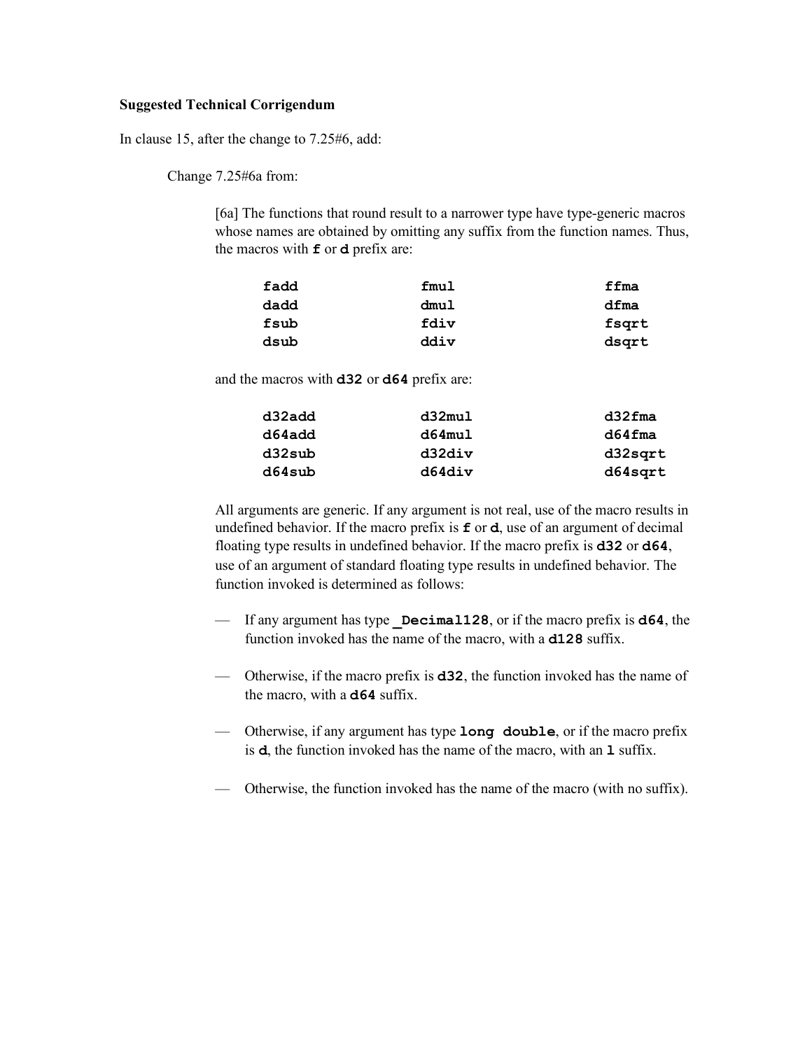**Suggested Technical Corrigendum**

In clause 15, after the change to 7.25#6, add:

Change 7.25#6a from:

> [6a] The functions that round result to a narrower type have type-generic macros whose names are obtained by omitting any suffix from the function names. Thus, the macros with **`f`** or **`d`** prefix are:
>
> | | | |
> |---|---|---|
> | **`fadd`** | **`fmul`** | **`ffma`** |
> | **`dadd`** | **`dmul`** | **`dfma`** |
> | **`fsub`** | **`fdiv`** | **`fsqrt`** |
> | **`dsub`** | **`ddiv`** | **`dsqrt`** |
>
> and the macros with **`d32`** or **`d64`** prefix are:
>
> | | | |
> |---|---|---|
> | **`d32add`** | **`d32mul`** | **`d32fma`** |
> | **`d64add`** | **`d64mul`** | **`d64fma`** |
> | **`d32sub`** | **`d32div`** | **`d32sqrt`** |
> | **`d64sub`** | **`d64div`** | **`d64sqrt`** |
>
> All arguments are generic. If any argument is not real, use of the macro results in undefined behavior. If the macro prefix is **`f`** or **`d`**, use of an argument of decimal floating type results in undefined behavior. If the macro prefix is **`d32`** or **`d64`**, use of an argument of standard floating type results in undefined behavior. The function invoked is determined as follows:
>
> — If any argument has type **`_Decimal128`**, or if the macro prefix is **`d64`**, the function invoked has the name of the macro, with a **`d128`** suffix.
>
> — Otherwise, if the macro prefix is **`d32`**, the function invoked has the name of the macro, with a **`d64`** suffix.
>
> — Otherwise, if any argument has type **`long double`**, or if the macro prefix is **`d`**, the function invoked has the name of the macro, with an **`l`** suffix.
>
> — Otherwise, the function invoked has the name of the macro (with no suffix).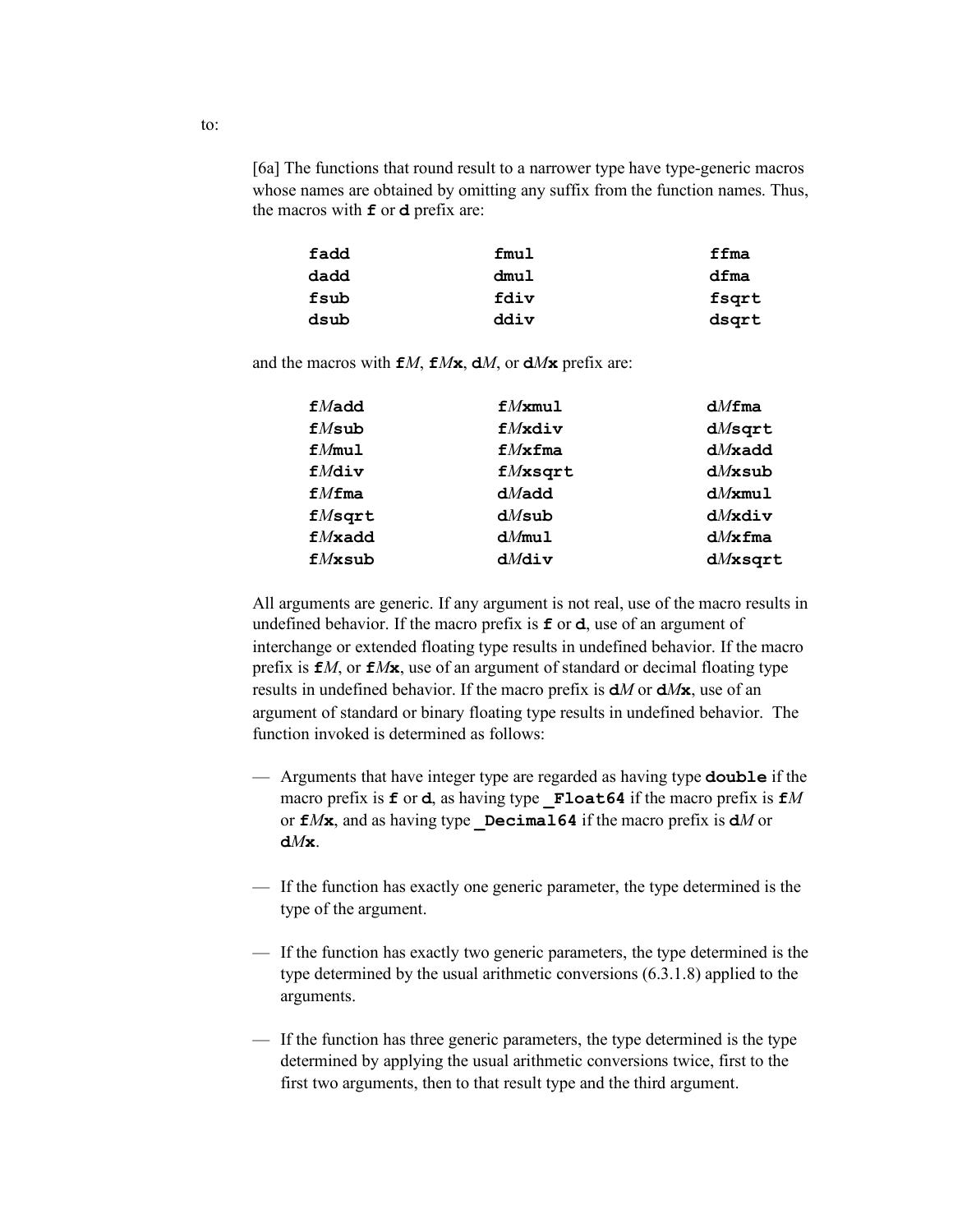to:

[6a] The functions that round result to a narrower type have type-generic macros whose names are obtained by omitting any suffix from the function names. Thus, the macros with **f** or **d** prefix are:

```
fadd        fmul        ffma
dadd        dmul        dfma
fsub        fdiv        fsqrt
dsub        ddiv        dsqrt
```

and the macros with **f***M*, **f***M***x**, **d***M*, or **d***M***x** prefix are:

```
fMadd       fMxmul      dMfma
fMsub       fMxdiv      dMsqrt
fMmul       fMxfma      dMxadd
fMdiv       fMxsqrt     dMxsub
fMfma       dMadd       dMxmul
fMsqrt      dMsub       dMxdiv
fMxadd      dMmul       dMxfma
fMxsub      dMdiv       dMxsqrt
```

All arguments are generic. If any argument is not real, use of the macro results in undefined behavior. If the macro prefix is **f** or **d**, use of an argument of interchange or extended floating type results in undefined behavior. If the macro prefix is **f***M*, or **f***M***x**, use of an argument of standard or decimal floating type results in undefined behavior. If the macro prefix is **d***M* or **d***M***x**, use of an argument of standard or binary floating type results in undefined behavior. The function invoked is determined as follows:

— Arguments that have integer type are regarded as having type **double** if the macro prefix is **f** or **d**, as having type **_Float64** if the macro prefix is **f***M* or **f***M***x**, and as having type **_Decimal64** if the macro prefix is **d***M* or **d***M***x**.

— If the function has exactly one generic parameter, the type determined is the type of the argument.

— If the function has exactly two generic parameters, the type determined is the type determined by the usual arithmetic conversions (6.3.1.8) applied to the arguments.

— If the function has three generic parameters, the type determined is the type determined by applying the usual arithmetic conversions twice, first to the first two arguments, then to that result type and the third argument.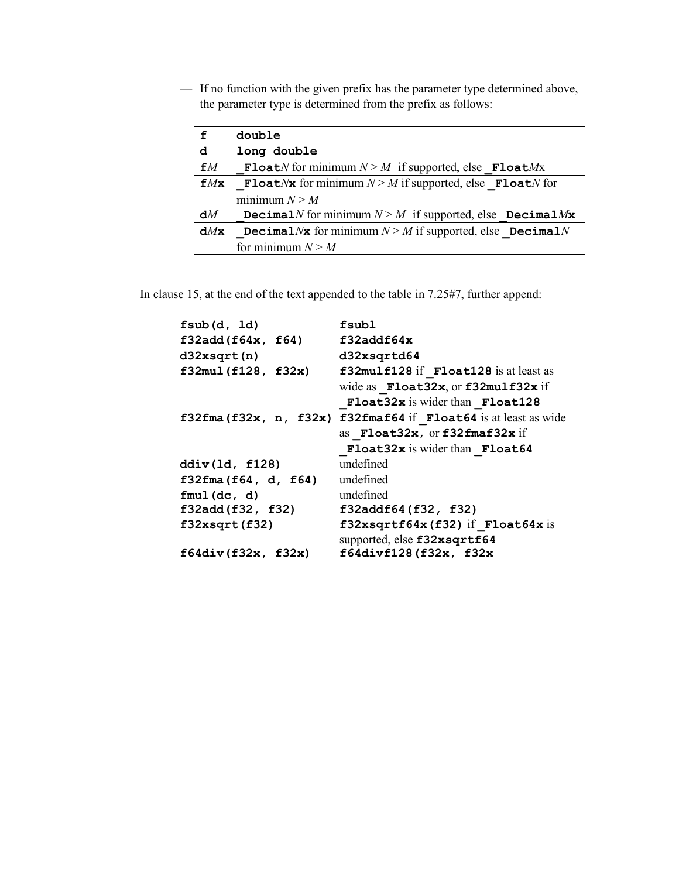— If no function with the given prefix has the parameter type determined above, the parameter type is determined from the prefix as follows:

| | |
|---|---|
| **f** | **double** |
| **d** | **long double** |
| **f***M* | **_Float***N* for minimum *N* > *M* if supported, else **_Float***M*x |
| **f***M***x** | **_Float***N***x** for minimum *N* > *M* if supported, else **_Float***N* for minimum *N* > *M* |
| **d***M* | **_Decimal***N* for minimum *N* > *M* if supported, else **_Decimal***M***x** |
| **d***M***x** | **_Decimal***N***x** for minimum *N* > *M* if supported, else **_Decimal***N* for minimum *N* > *M* |

In clause 15, at the end of the text appended to the table in 7.25#7, further append:

| | |
|---|---|
| **fsub(d, ld)** | **fsubl** |
| **f32add(f64x, f64)** | **f32addf64x** |
| **d32xsqrt(n)** | **d32xsqrtd64** |
| **f32mul(f128, f32x)** | **f32mulf128** if **_Float128** is at least as wide as **_Float32x**, or **f32mulf32x** if **_Float32x** is wider than **_Float128** |
| **f32fma(f32x, n, f32x)** | **f32fmaf64** if **_Float64** is at least as wide as **_Float32x,** or **f32fmaf32x** if **_Float32x** is wider than **_Float64** |
| **ddiv(ld, f128)** | undefined |
| **f32fma(f64, d, f64)** | undefined |
| **fmul(dc, d)** | undefined |
| **f32add(f32, f32)** | **f32addf64(f32, f32)** |
| **f32xsqrt(f32)** | **f32xsqrtf64x(f32)** if **_Float64x** is supported, else **f32xsqrtf64** |
| **f64div(f32x, f32x)** | **f64divf128(f32x, f32x** |